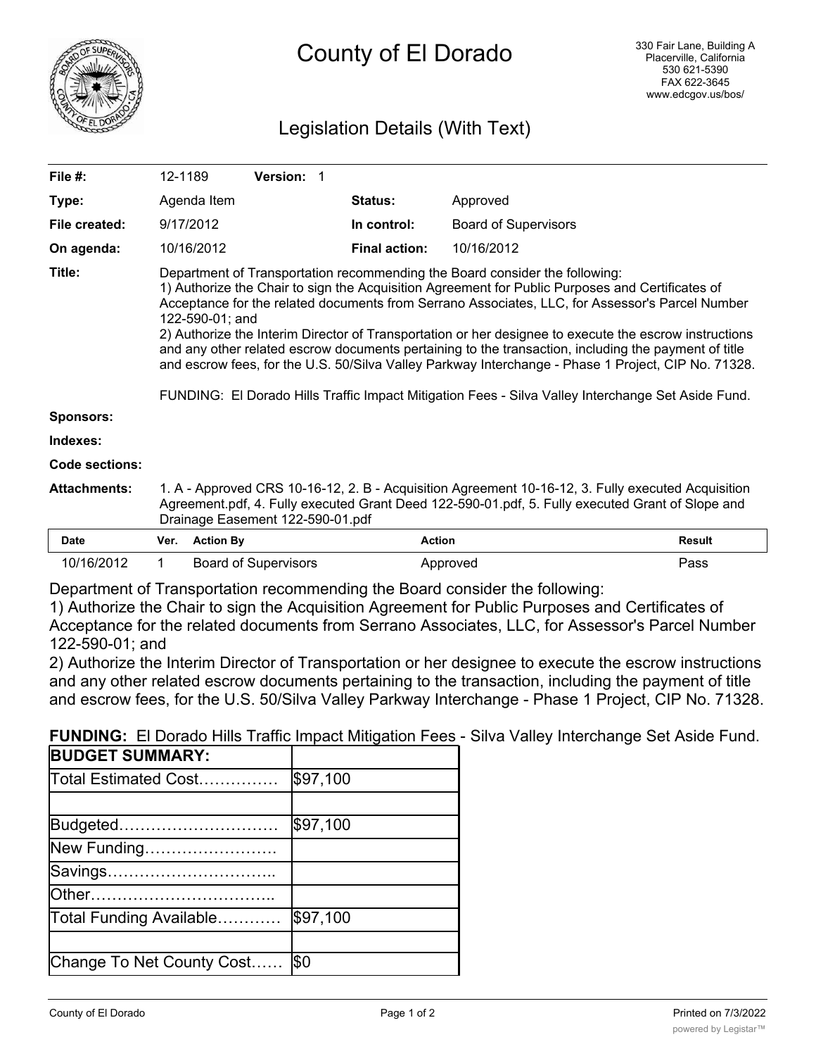# County of El Dorado

330 Fair Lane, Building A
Placerville, California
530 621-5390
FAX 622-3645
www.edcgov.us/bos/

## Legislation Details (With Text)

| | | | |
|---|---|---|---|
| **File #:** | 12-1189 **Version:** 1 | | |
| **Type:** | Agenda Item | **Status:** | Approved |
| **File created:** | 9/17/2012 | **In control:** | Board of Supervisors |
| **On agenda:** | 10/16/2012 | **Final action:** | 10/16/2012 |

**Title:** Department of Transportation recommending the Board consider the following:
1) Authorize the Chair to sign the Acquisition Agreement for Public Purposes and Certificates of Acceptance for the related documents from Serrano Associates, LLC, for Assessor's Parcel Number 122-590-01; and
2) Authorize the Interim Director of Transportation or her designee to execute the escrow instructions and any other related escrow documents pertaining to the transaction, including the payment of title and escrow fees, for the U.S. 50/Silva Valley Parkway Interchange - Phase 1 Project, CIP No. 71328.

FUNDING: El Dorado Hills Traffic Impact Mitigation Fees - Silva Valley Interchange Set Aside Fund.

**Sponsors:**

**Indexes:**

**Code sections:**

**Attachments:** 1. A - Approved CRS 10-16-12, 2. B - Acquisition Agreement 10-16-12, 3. Fully executed Acquisition Agreement.pdf, 4. Fully executed Grant Deed 122-590-01.pdf, 5. Fully executed Grant of Slope and Drainage Easement 122-590-01.pdf

| Date | Ver. | Action By | Action | Result |
|---|---|---|---|---|
| 10/16/2012 | 1 | Board of Supervisors | Approved | Pass |

Department of Transportation recommending the Board consider the following:
1) Authorize the Chair to sign the Acquisition Agreement for Public Purposes and Certificates of Acceptance for the related documents from Serrano Associates, LLC, for Assessor's Parcel Number 122-590-01; and
2) Authorize the Interim Director of Transportation or her designee to execute the escrow instructions and any other related escrow documents pertaining to the transaction, including the payment of title and escrow fees, for the U.S. 50/Silva Valley Parkway Interchange - Phase 1 Project, CIP No. 71328.

**FUNDING:** El Dorado Hills Traffic Impact Mitigation Fees - Silva Valley Interchange Set Aside Fund.

| **BUDGET SUMMARY:** | |
|---|---|
| Total Estimated Cost…………… | $97,100 |
| | |
| Budgeted………………………… | $97,100 |
| New Funding……………………. | |
| Savings………………………….. | |
| Other…………………………….. | |
| Total Funding Available………… | $97,100 |
| | |
| Change To Net County Cost…… | $0 |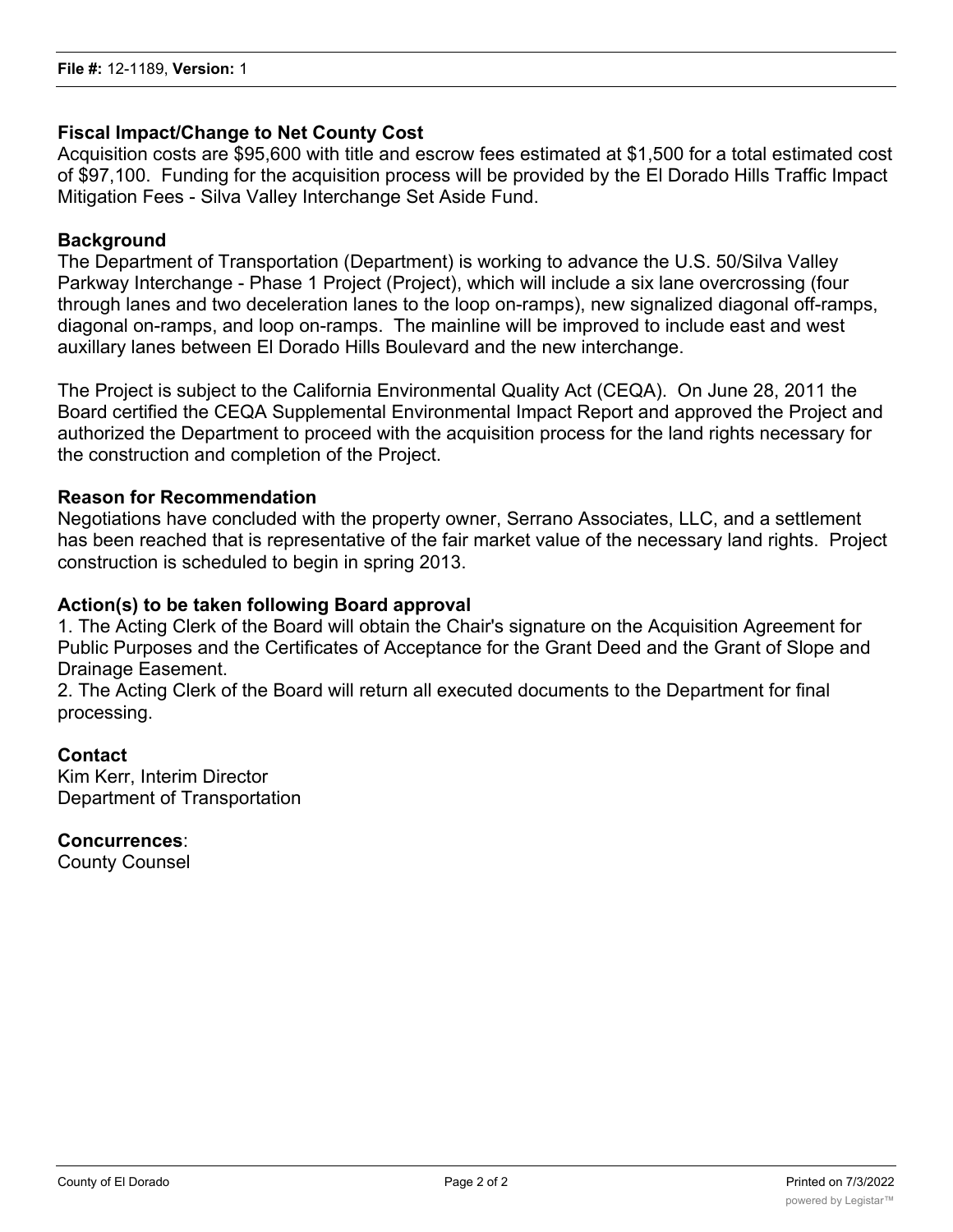## Fiscal Impact/Change to Net County Cost

Acquisition costs are $95,600 with title and escrow fees estimated at $1,500 for a total estimated cost of $97,100. Funding for the acquisition process will be provided by the El Dorado Hills Traffic Impact Mitigation Fees - Silva Valley Interchange Set Aside Fund.

## Background

The Department of Transportation (Department) is working to advance the U.S. 50/Silva Valley Parkway Interchange - Phase 1 Project (Project), which will include a six lane overcrossing (four through lanes and two deceleration lanes to the loop on-ramps), new signalized diagonal off-ramps, diagonal on-ramps, and loop on-ramps. The mainline will be improved to include east and west auxillary lanes between El Dorado Hills Boulevard and the new interchange.

The Project is subject to the California Environmental Quality Act (CEQA). On June 28, 2011 the Board certified the CEQA Supplemental Environmental Impact Report and approved the Project and authorized the Department to proceed with the acquisition process for the land rights necessary for the construction and completion of the Project.

## Reason for Recommendation

Negotiations have concluded with the property owner, Serrano Associates, LLC, and a settlement has been reached that is representative of the fair market value of the necessary land rights. Project construction is scheduled to begin in spring 2013.

## Action(s) to be taken following Board approval

1. The Acting Clerk of the Board will obtain the Chair's signature on the Acquisition Agreement for Public Purposes and the Certificates of Acceptance for the Grant Deed and the Grant of Slope and Drainage Easement.
2. The Acting Clerk of the Board will return all executed documents to the Department for final processing.

## Contact

Kim Kerr, Interim Director
Department of Transportation

**Concurrences**:
County Counsel